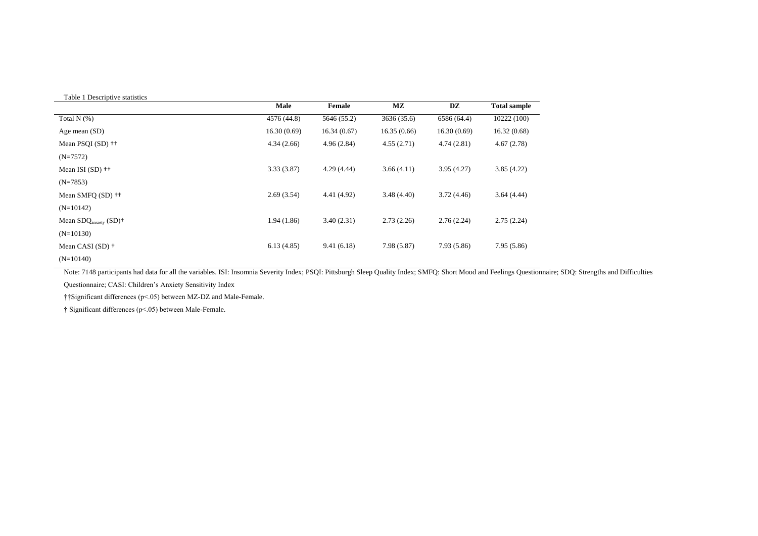Table 1 Descriptive statistics

| | Male | Female | MZ | DZ | Total sample |
|---|---|---|---|---|---|
| Total N (%) | 4576 (44.8) | 5646 (55.2) | 3636 (35.6) | 6586 (64.4) | 10222 (100) |
| Age mean (SD) | 16.30 (0.69) | 16.34 (0.67) | 16.35 (0.66) | 16.30 (0.69) | 16.32 (0.68) |
| Mean PSQI (SD) †† (N=7572) | 4.34 (2.66) | 4.96 (2.84) | 4.55 (2.71) | 4.74 (2.81) | 4.67 (2.78) |
| Mean ISI (SD) †† (N=7853) | 3.33 (3.87) | 4.29 (4.44) | 3.66 (4.11) | 3.95 (4.27) | 3.85 (4.22) |
| Mean SMFQ (SD) †† (N=10142) | 2.69 (3.54) | 4.41 (4.92) | 3.48 (4.40) | 3.72 (4.46) | 3.64 (4.44) |
| Mean $SDQ_{anxiety}$ (SD)† (N=10130) | 1.94 (1.86) | 3.40 (2.31) | 2.73 (2.26) | 2.76 (2.24) | 2.75 (2.24) |
| Mean CASI (SD) † (N=10140) | 6.13 (4.85) | 9.41 (6.18) | 7.98 (5.87) | 7.93 (5.86) | 7.95 (5.86) |

Note: 7148 participants had data for all the variables. ISI: Insomnia Severity Index; PSQI: Pittsburgh Sleep Quality Index; SMFQ: Short Mood and Feelings Questionnaire; SDQ: Strengths and Difficulties Questionnaire; CASI: Children's Anxiety Sensitivity Index

††Significant differences ($p<.05$) between MZ-DZ and Male-Female.

† Significant differences ($p<.05$) between Male-Female.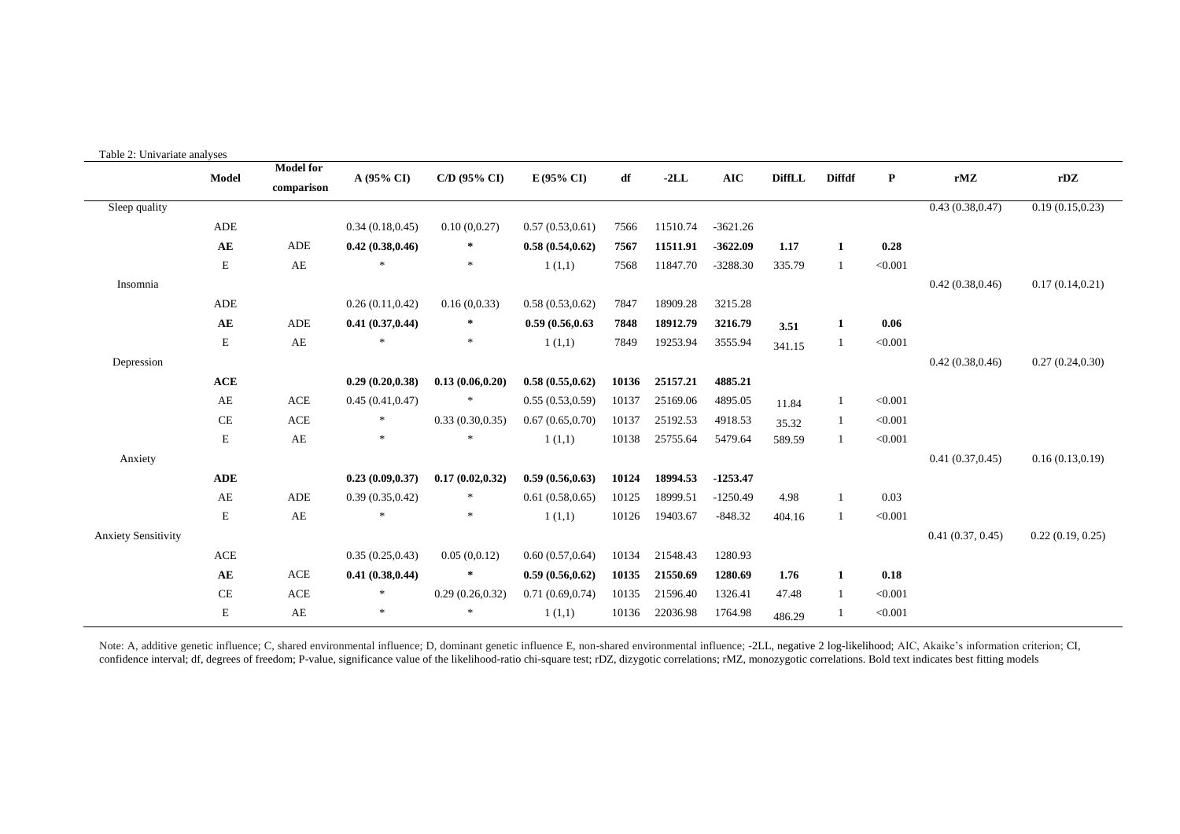Table 2: Univariate analyses

| | Model | Model for comparison | A (95% CI) | C/D (95% CI) | E (95% CI) | df | -2LL | AIC | DiffLL | Diffdf | P | rMZ | rDZ |
|---|---|---|---|---|---|---|---|---|---|---|---|---|---|
| Sleep quality | | | | | | | | | | | | 0.43 (0.38,0.47) | 0.19 (0.15,0.23) |
| | ADE | | 0.34 (0.18,0.45) | 0.10 (0,0.27) | 0.57 (0.53,0.61) | 7566 | 11510.74 | -3621.26 | | | | | |
| | **AE** | ADE | **0.42 (0.38,0.46)** | ***** | **0.58 (0.54,0.62)** | **7567** | **11511.91** | **-3622.09** | **1.17** | **1** | **0.28** | | |
| | E | AE | * | * | 1 (1,1) | 7568 | 11847.70 | -3288.30 | 335.79 | 1 | <0.001 | | |
| Insomnia | | | | | | | | | | | | 0.42 (0.38,0.46) | 0.17 (0.14,0.21) |
| | ADE | | 0.26 (0.11,0.42) | 0.16 (0,0.33) | 0.58 (0.53,0.62) | 7847 | 18909.28 | 3215.28 | | | | | |
| | **AE** | ADE | **0.41 (0.37,0.44)** | ***** | **0.59 (0.56,0.63** | **7848** | **18912.79** | **3216.79** | **3.51** | **1** | **0.06** | | |
| | E | AE | * | * | 1 (1,1) | 7849 | 19253.94 | 3555.94 | 341.15 | 1 | <0.001 | | |
| Depression | | | | | | | | | | | | 0.42 (0.38,0.46) | 0.27 (0.24,0.30) |
| | **ACE** | | **0.29 (0.20,0.38)** | **0.13 (0.06,0.20)** | **0.58 (0.55,0.62)** | **10136** | **25157.21** | **4885.21** | | | | | |
| | AE | ACE | 0.45 (0.41,0.47) | * | 0.55 (0.53,0.59) | 10137 | 25169.06 | 4895.05 | 11.84 | 1 | <0.001 | | |
| | CE | ACE | * | 0.33 (0.30,0.35) | 0.67 (0.65,0.70) | 10137 | 25192.53 | 4918.53 | 35.32 | 1 | <0.001 | | |
| | E | AE | * | * | 1 (1,1) | 10138 | 25755.64 | 5479.64 | 589.59 | 1 | <0.001 | | |
| Anxiety | | | | | | | | | | | | 0.41 (0.37,0.45) | 0.16 (0.13,0.19) |
| | **ADE** | | **0.23 (0.09,0.37)** | **0.17 (0.02,0.32)** | **0.59 (0.56,0.63)** | **10124** | **18994.53** | **-1253.47** | | | | | |
| | AE | ADE | 0.39 (0.35,0.42) | * | 0.61 (0.58,0.65) | 10125 | 18999.51 | -1250.49 | 4.98 | 1 | 0.03 | | |
| | E | AE | * | * | 1 (1,1) | 10126 | 19403.67 | -848.32 | 404.16 | 1 | <0.001 | | |
| Anxiety Sensitivity | | | | | | | | | | | | 0.41 (0.37, 0.45) | 0.22 (0.19, 0.25) |
| | ACE | | 0.35 (0.25,0.43) | 0.05 (0,0.12) | 0.60 (0.57,0.64) | 10134 | 21548.43 | 1280.93 | | | | | |
| | **AE** | ACE | **0.41 (0.38,0.44)** | ***** | **0.59 (0.56,0.62)** | **10135** | **21550.69** | **1280.69** | **1.76** | **1** | **0.18** | | |
| | CE | ACE | * | 0.29 (0.26,0.32) | 0.71 (0.69,0.74) | 10135 | 21596.40 | 1326.41 | 47.48 | 1 | <0.001 | | |
| | E | AE | * | * | 1 (1,1) | 10136 | 22036.98 | 1764.98 | 486.29 | 1 | <0.001 | | |

Note: A, additive genetic influence; C, shared environmental influence; D, dominant genetic influence E, non-shared environmental influence; -2LL, negative 2 log-likelihood; AIC, Akaike's information criterion; CI, confidence interval; df, degrees of freedom; P-value, significance value of the likelihood-ratio chi-square test; rDZ, dizygotic correlations; rMZ, monozygotic correlations. Bold text indicates best fitting models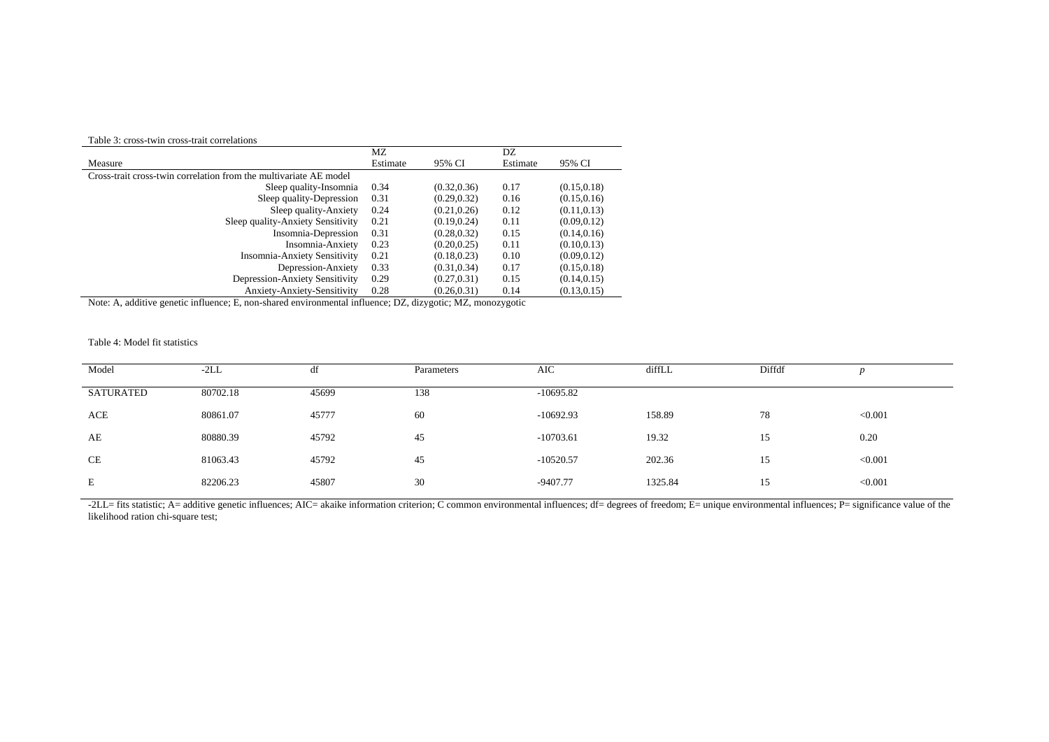Table 3: cross-twin cross-trait correlations

| Measure | MZ Estimate | MZ 95% CI | DZ Estimate | DZ 95% CI |
|---|---|---|---|---|
| Cross-trait cross-twin correlation from the multivariate AE model | | | | |
| Sleep quality-Insomnia | 0.34 | (0.32,0.36) | 0.17 | (0.15,0.18) |
| Sleep quality-Depression | 0.31 | (0.29,0.32) | 0.16 | (0.15,0.16) |
| Sleep quality-Anxiety | 0.24 | (0.21,0.26) | 0.12 | (0.11,0.13) |
| Sleep quality-Anxiety Sensitivity | 0.21 | (0.19,0.24) | 0.11 | (0.09,0.12) |
| Insomnia-Depression | 0.31 | (0.28,0.32) | 0.15 | (0.14,0.16) |
| Insomnia-Anxiety | 0.23 | (0.20,0.25) | 0.11 | (0.10,0.13) |
| Insomnia-Anxiety Sensitivity | 0.21 | (0.18,0.23) | 0.10 | (0.09,0.12) |
| Depression-Anxiety | 0.33 | (0.31,0.34) | 0.17 | (0.15,0.18) |
| Depression-Anxiety Sensitivity | 0.29 | (0.27,0.31) | 0.15 | (0.14,0.15) |
| Anxiety-Anxiety-Sensitivity | 0.28 | (0.26,0.31) | 0.14 | (0.13,0.15) |

Note: A, additive genetic influence; E, non-shared environmental influence; DZ, dizygotic; MZ, monozygotic

Table 4: Model fit statistics

| Model | -2LL | df | Parameters | AIC | diffLL | Diffdf | *p* |
|---|---|---|---|---|---|---|---|
| SATURATED | 80702.18 | 45699 | 138 | -10695.82 | | | |
| ACE | 80861.07 | 45777 | 60 | -10692.93 | 158.89 | 78 | <0.001 |
| AE | 80880.39 | 45792 | 45 | -10703.61 | 19.32 | 15 | 0.20 |
| CE | 81063.43 | 45792 | 45 | -10520.57 | 202.36 | 15 | <0.001 |
| E | 82206.23 | 45807 | 30 | -9407.77 | 1325.84 | 15 | <0.001 |

-2LL= fits statistic; A= additive genetic influences; AIC= akaike information criterion; C common environmental influences; df= degrees of freedom; E= unique environmental influences; P= significance value of the likelihood ration chi-square test;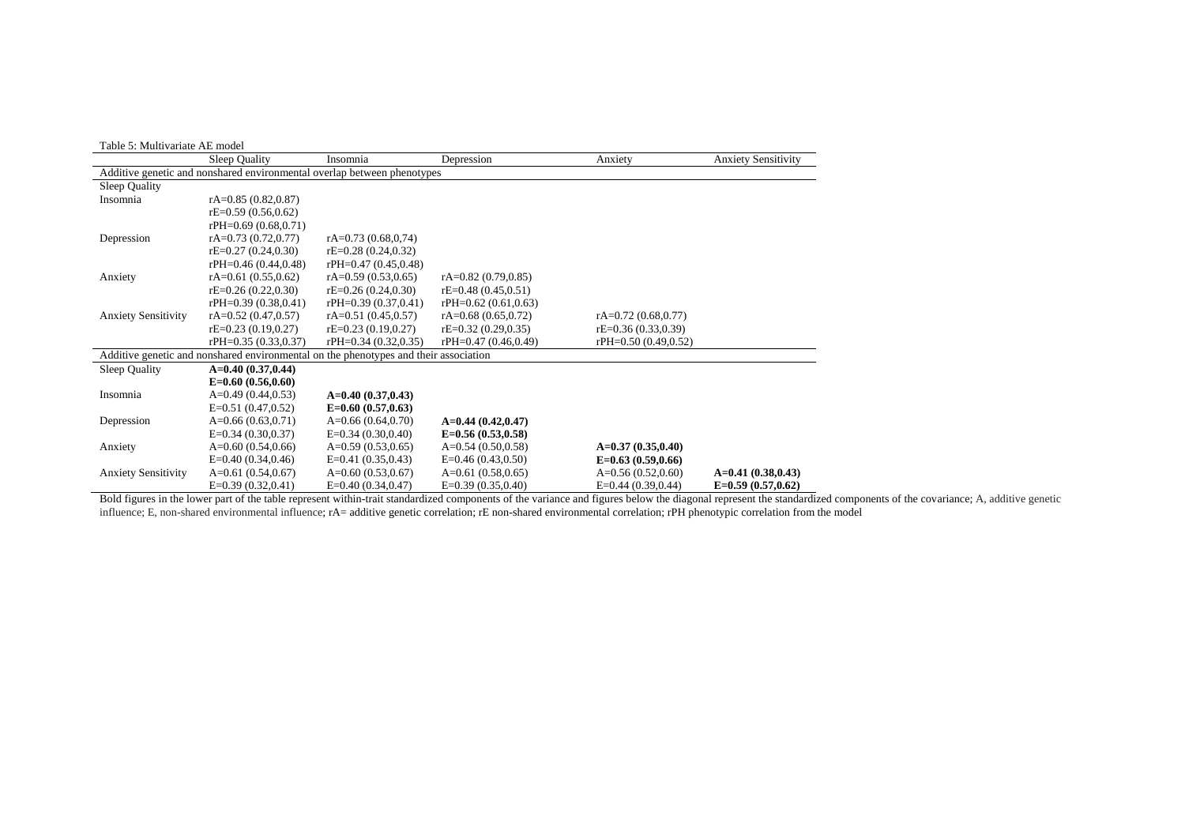Table 5: Multivariate AE model

| | Sleep Quality | Insomnia | Depression | Anxiety | Anxiety Sensitivity |
|---|---|---|---|---|---|
| Additive genetic and nonshared environmental overlap between phenotypes | | | | | |
| Sleep Quality | | | | | |
| Insomnia | rA=0.85 (0.82,0.87) | | | | |
| | rE=0.59 (0.56,0.62) | | | | |
| | rPH=0.69 (0.68,0.71) | | | | |
| Depression | rA=0.73 (0.72,0.77) | rA=0.73 (0.68,0,74) | | | |
| | rE=0.27 (0.24,0.30) | rE=0.28 (0.24,0.32) | | | |
| | rPH=0.46 (0.44,0.48) | rPH=0.47 (0.45,0.48) | | | |
| Anxiety | rA=0.61 (0.55,0.62) | rA=0.59 (0.53,0.65) | rA=0.82 (0.79,0.85) | | |
| | rE=0.26 (0.22,0.30) | rE=0.26 (0.24,0.30) | rE=0.48 (0.45,0.51) | | |
| | rPH=0.39 (0.38,0.41) | rPH=0.39 (0.37,0.41) | rPH=0.62 (0.61,0.63) | | |
| Anxiety Sensitivity | rA=0.52 (0.47,0.57) | rA=0.51 (0.45,0.57) | rA=0.68 (0.65,0.72) | rA=0.72 (0.68,0.77) | |
| | rE=0.23 (0.19,0.27) | rE=0.23 (0.19,0.27) | rE=0.32 (0.29,0.35) | rE=0.36 (0.33,0.39) | |
| | rPH=0.35 (0.33,0.37) | rPH=0.34 (0.32,0.35) | rPH=0.47 (0.46,0.49) | rPH=0.50 (0.49,0.52) | |
| Additive genetic and nonshared environmental on the phenotypes and their association | | | | | |
| Sleep Quality | **A=0.40 (0.37,0.44)** | | | | |
| | **E=0.60 (0.56,0.60)** | | | | |
| Insomnia | A=0.49 (0.44,0.53) | **A=0.40 (0.37,0.43)** | | | |
| | E=0.51 (0.47,0.52) | **E=0.60 (0.57,0.63)** | | | |
| Depression | A=0.66 (0.63,0.71) | A=0.66 (0.64,0.70) | **A=0.44 (0.42,0.47)** | | |
| | E=0.34 (0.30,0.37) | E=0.34 (0.30,0.40) | **E=0.56 (0.53,0.58)** | | |
| Anxiety | A=0.60 (0.54,0.66) | A=0.59 (0.53,0.65) | A=0.54 (0.50,0.58) | **A=0.37 (0.35,0.40)** | |
| | E=0.40 (0.34,0.46) | E=0.41 (0.35,0.43) | E=0.46 (0.43,0.50) | **E=0.63 (0.59,0.66)** | |
| Anxiety Sensitivity | A=0.61 (0.54,0.67) | A=0.60 (0.53,0.67) | A=0.61 (0.58,0.65) | A=0.56 (0.52,0.60) | **A=0.41 (0.38,0.43)** |
| | E=0.39 (0.32,0.41) | E=0.40 (0.34,0.47) | E=0.39 (0.35,0.40) | E=0.44 (0.39,0.44) | **E=0.59 (0.57,0.62)** |

Bold figures in the lower part of the table represent within-trait standardized components of the variance and figures below the diagonal represent the standardized components of the covariance; A, additive genetic influence; E, non-shared environmental influence; rA= additive genetic correlation; rE non-shared environmental correlation; rPH phenotypic correlation from the model